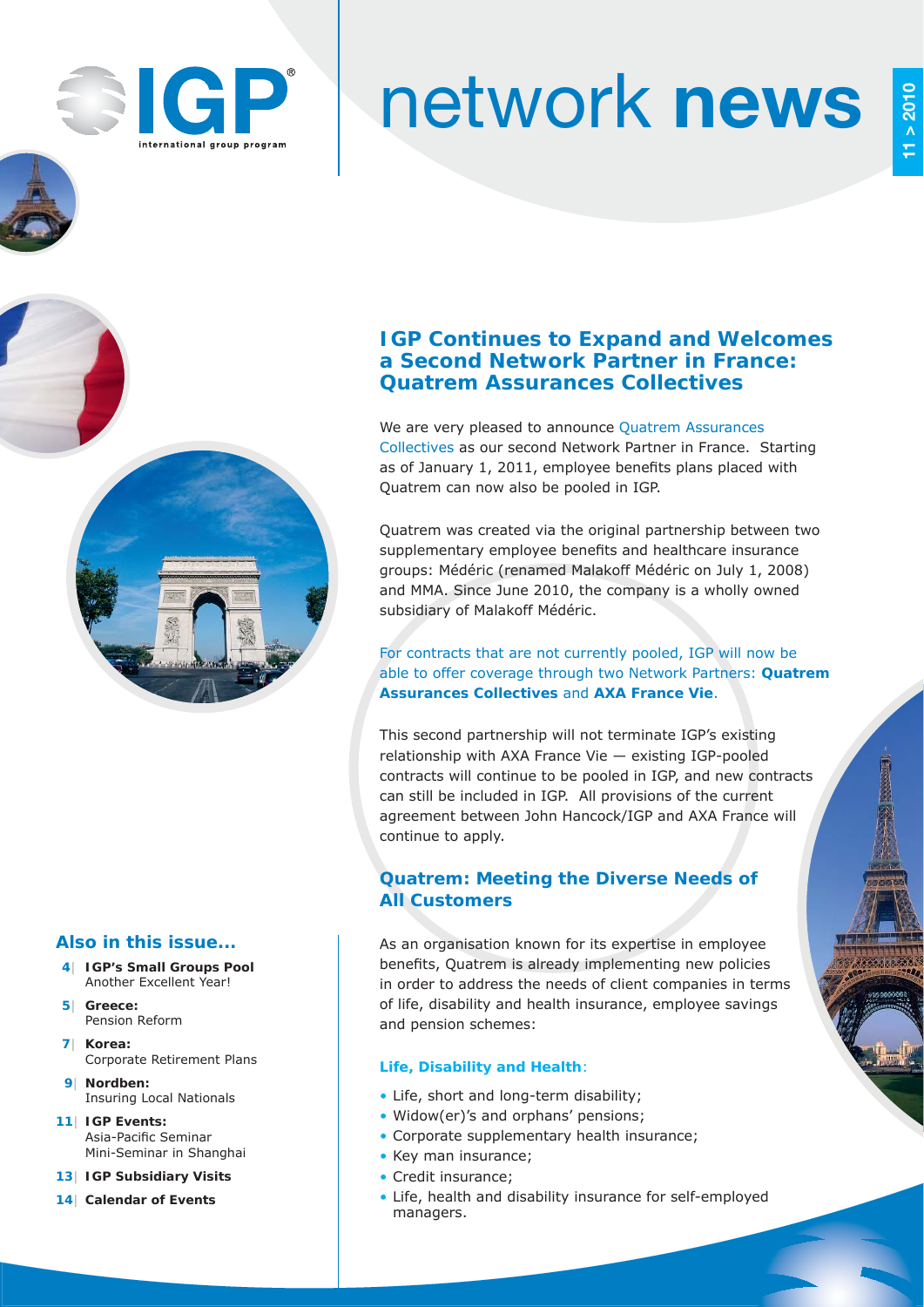# network **news**

11 > 2010

## IGP Continues to Expand and Welcomes a Second Network Partner in France: Quatrem Assurances Collectives

We are very pleased to announce Quatrem Assurances Collectives as our second Network Partner in France. Starting as of January 1, 2011, employee benefits plans placed with Quatrem can now also be pooled in IGP.

Quatrem was created via the original partnership between two supplementary employee benefits and healthcare insurance groups: Médéric (renamed Malakoff Médéric on July 1, 2008) and MMA. Since June 2010, the company is a wholly owned subsidiary of Malakoff Médéric.

For contracts that are not currently pooled, IGP will now be able to offer coverage through two Network Partners: **Quatrem Assurances Collectives** and **AXA France Vie**.

This second partnership will not terminate IGP's existing relationship with AXA France Vie — existing IGP-pooled contracts will continue to be pooled in IGP, and new contracts can still be included in IGP. All provisions of the current agreement between John Hancock/IGP and AXA France will continue to apply.

## Quatrem: Meeting the Diverse Needs of All Customers

As an organisation known for its expertise in employee benefits, Quatrem is already implementing new policies in order to address the needs of client companies in terms of life, disability and health insurance, employee savings and pension schemes:

**Life, Disability and Health**:

- Life, short and long-term disability;
- Widow(er)'s and orphans' pensions;
- Corporate supplementary health insurance;
- Key man insurance;
- Credit insurance;
- Life, health and disability insurance for self-employed managers.

### Also in this issue...

- 4| **IGP's Small Groups Pool** Another Excellent Year!
- 5| **Greece:** Pension Reform
- 7| **Korea:** Corporate Retirement Plans
- 9| **Nordben:** Insuring Local Nationals
- 11| **IGP Events:** Asia-Pacific Seminar Mini-Seminar in Shanghai
- 13| **IGP Subsidiary Visits**
- 14| **Calendar of Events**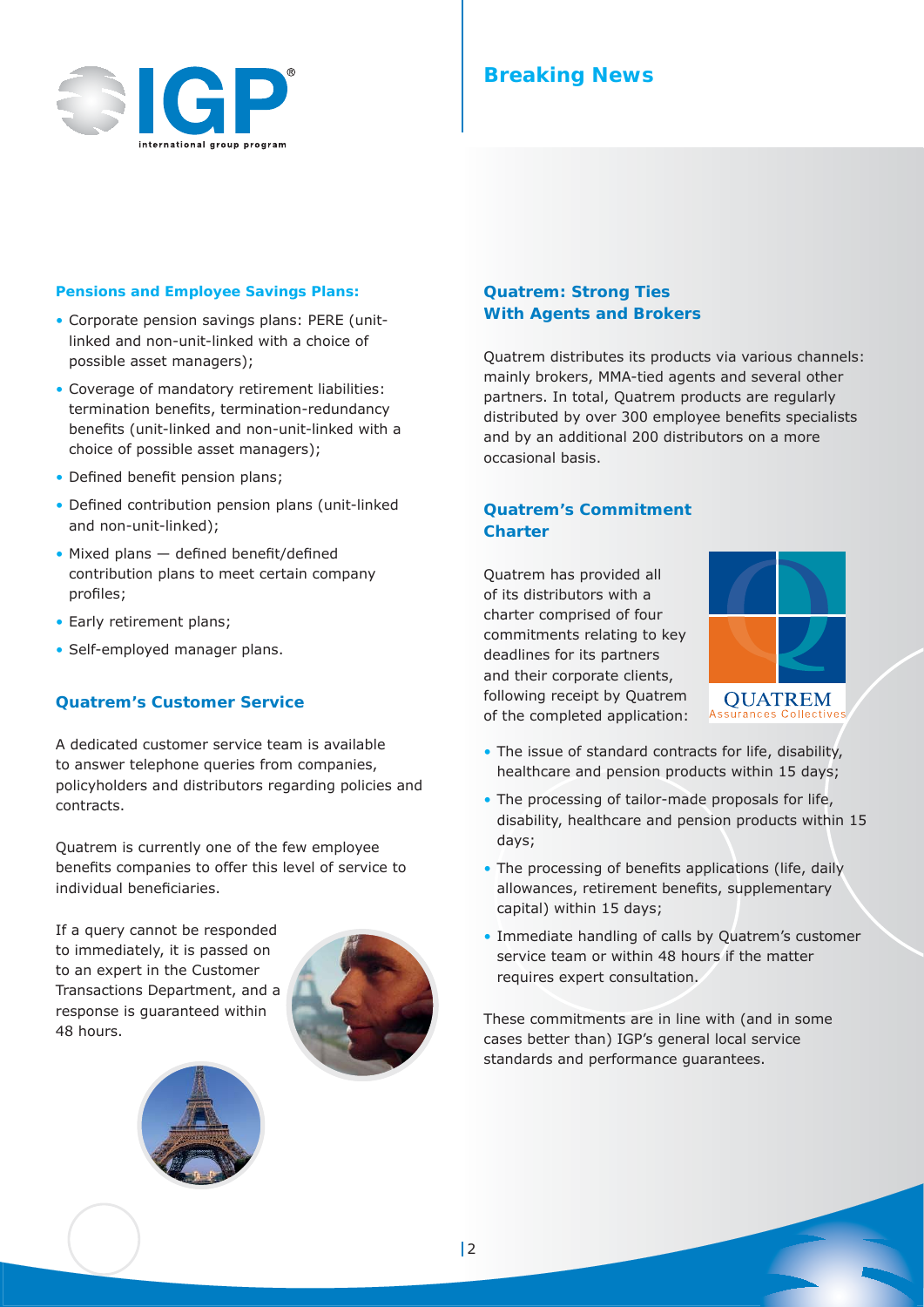**Pensions and Employee Savings Plans:**

- Corporate pension savings plans: PERE (unit-linked and non-unit-linked with a choice of possible asset managers);
- Coverage of mandatory retirement liabilities: termination benefits, termination-redundancy benefits (unit-linked and non-unit-linked with a choice of possible asset managers);
- Defined benefit pension plans;
- Defined contribution pension plans (unit-linked and non-unit-linked);
- Mixed plans — defined benefit/defined contribution plans to meet certain company profiles;
- Early retirement plans;
- Self-employed manager plans.

## Quatrem's Customer Service

A dedicated customer service team is available to answer telephone queries from companies, policyholders and distributors regarding policies and contracts.

Quatrem is currently one of the few employee benefits companies to offer this level of service to individual beneficiaries.

If a query cannot be responded to immediately, it is passed on to an expert in the Customer Transactions Department, and a response is guaranteed within 48 hours.

## Quatrem: Strong Ties With Agents and Brokers

Quatrem distributes its products via various channels: mainly brokers, MMA-tied agents and several other partners. In total, Quatrem products are regularly distributed by over 300 employee benefits specialists and by an additional 200 distributors on a more occasional basis.

## Quatrem's Commitment Charter

Quatrem has provided all of its distributors with a charter comprised of four commitments relating to key deadlines for its partners and their corporate clients, following receipt by Quatrem of the completed application:

- The issue of standard contracts for life, disability, healthcare and pension products within 15 days;
- The processing of tailor-made proposals for life, disability, healthcare and pension products within 15 days;
- The processing of benefits applications (life, daily allowances, retirement benefits, supplementary capital) within 15 days;
- Immediate handling of calls by Quatrem's customer service team or within 48 hours if the matter requires expert consultation.

These commitments are in line with (and in some cases better than) IGP's general local service standards and performance guarantees.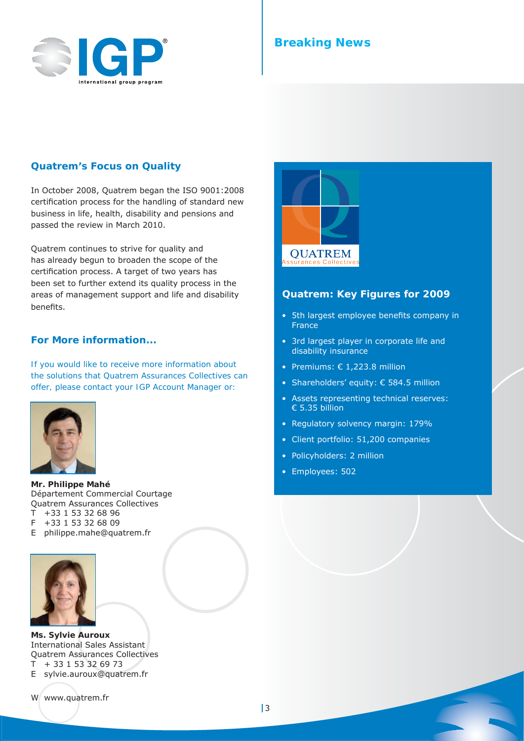## Quatrem's Focus on Quality

In October 2008, Quatrem began the ISO 9001:2008 certification process for the handling of standard new business in life, health, disability and pensions and passed the review in March 2010.

Quatrem continues to strive for quality and has already begun to broaden the scope of the certification process. A target of two years has been set to further extend its quality process in the areas of management support and life and disability benefits.

## For More information...

If you would like to receive more information about the solutions that Quatrem Assurances Collectives can offer, please contact your IGP Account Manager or:

**Mr. Philippe Mahé**
Département Commercial Courtage
Quatrem Assurances Collectives
T +33 1 53 32 68 96
F +33 1 53 32 68 09
E philippe.mahe@quatrem.fr

**Ms. Sylvie Auroux**
International Sales Assistant
Quatrem Assurances Collectives
T + 33 1 53 32 69 73
E sylvie.auroux@quatrem.fr

W www.quatrem.fr

## Quatrem: Key Figures for 2009

- 5th largest employee benefits company in France
- 3rd largest player in corporate life and disability insurance
- Premiums: € 1,223.8 million
- Shareholders' equity: € 584.5 million
- Assets representing technical reserves: € 5.35 billion
- Regulatory solvency margin: 179%
- Client portfolio: 51,200 companies
- Policyholders: 2 million
- Employees: 502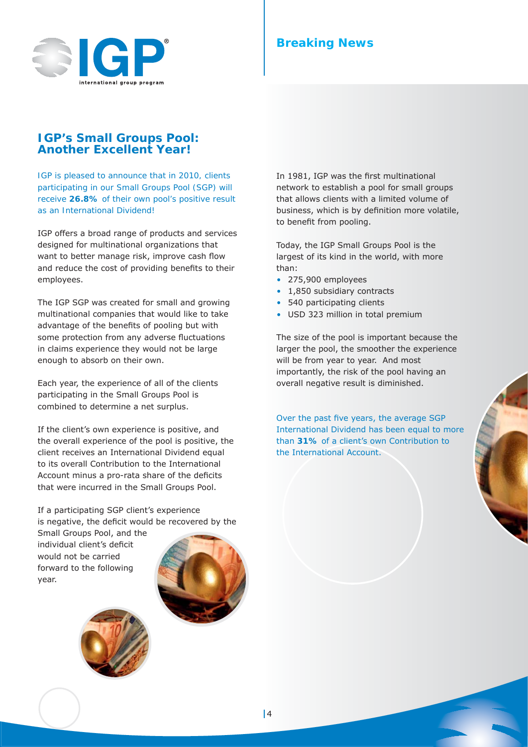# Breaking News

## IGP's Small Groups Pool: Another Excellent Year!

IGP is pleased to announce that in 2010, clients participating in our Small Groups Pool (SGP) will receive **26.8%** of their own pool's positive result as an International Dividend!

IGP offers a broad range of products and services designed for multinational organizations that want to better manage risk, improve cash flow and reduce the cost of providing benefits to their employees.

The IGP SGP was created for small and growing multinational companies that would like to take advantage of the benefits of pooling but with some protection from any adverse fluctuations in claims experience they would not be large enough to absorb on their own.

Each year, the experience of all of the clients participating in the Small Groups Pool is combined to determine a net surplus.

If the client's own experience is positive, and the overall experience of the pool is positive, the client receives an International Dividend equal to its overall Contribution to the International Account minus a pro-rata share of the deficits that were incurred in the Small Groups Pool.

If a participating SGP client's experience is negative, the deficit would be recovered by the Small Groups Pool, and the individual client's deficit would not be carried forward to the following year.

In 1981, IGP was the first multinational network to establish a pool for small groups that allows clients with a limited volume of business, which is by definition more volatile, to benefit from pooling.

Today, the IGP Small Groups Pool is the largest of its kind in the world, with more than:

- 275,900 employees
- 1,850 subsidiary contracts
- 540 participating clients
- USD 323 million in total premium

The size of the pool is important because the larger the pool, the smoother the experience will be from year to year. And most importantly, the risk of the pool having an overall negative result is diminished.

Over the past five years, the average SGP International Dividend has been equal to more than **31%** of a client's own Contribution to the International Account.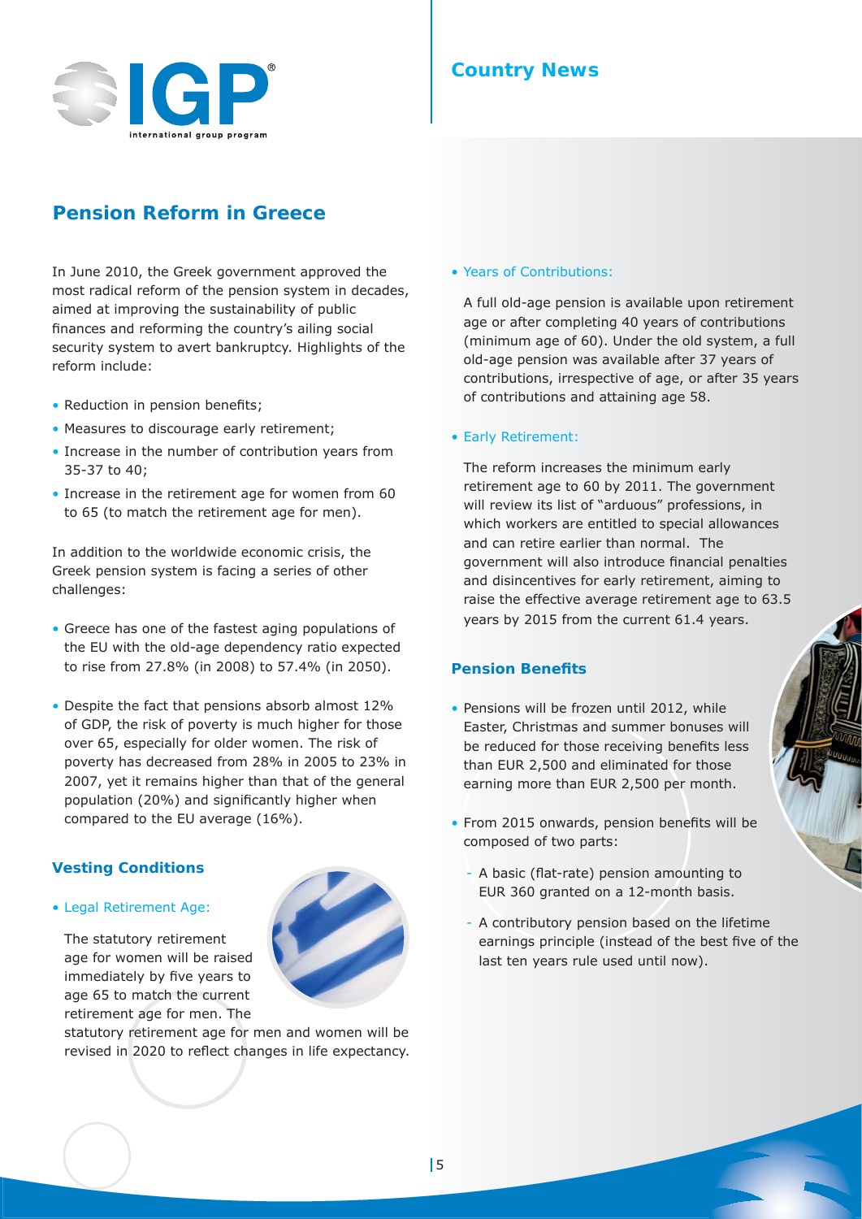## Pension Reform in Greece

In June 2010, the Greek government approved the most radical reform of the pension system in decades, aimed at improving the sustainability of public finances and reforming the country's ailing social security system to avert bankruptcy. Highlights of the reform include:

- Reduction in pension benefits;
- Measures to discourage early retirement;
- Increase in the number of contribution years from 35-37 to 40;
- Increase in the retirement age for women from 60 to 65 (to match the retirement age for men).

In addition to the worldwide economic crisis, the Greek pension system is facing a series of other challenges:

- Greece has one of the fastest aging populations of the EU with the old-age dependency ratio expected to rise from 27.8% (in 2008) to 57.4% (in 2050).
- Despite the fact that pensions absorb almost 12% of GDP, the risk of poverty is much higher for those over 65, especially for older women. The risk of poverty has decreased from 28% in 2005 to 23% in 2007, yet it remains higher than that of the general population (20%) and significantly higher when compared to the EU average (16%).

### Vesting Conditions

- Legal Retirement Age:

  The statutory retirement age for women will be raised immediately by five years to age 65 to match the current retirement age for men. The statutory retirement age for men and women will be revised in 2020 to reflect changes in life expectancy.

- Years of Contributions:

  A full old-age pension is available upon retirement age or after completing 40 years of contributions (minimum age of 60). Under the old system, a full old-age pension was available after 37 years of contributions, irrespective of age, or after 35 years of contributions and attaining age 58.

- Early Retirement:

  The reform increases the minimum early retirement age to 60 by 2011. The government will review its list of "arduous" professions, in which workers are entitled to special allowances and can retire earlier than normal. The government will also introduce financial penalties and disincentives for early retirement, aiming to raise the effective average retirement age to 63.5 years by 2015 from the current 61.4 years.

### Pension Benefits

- Pensions will be frozen until 2012, while Easter, Christmas and summer bonuses will be reduced for those receiving benefits less than EUR 2,500 and eliminated for those earning more than EUR 2,500 per month.
- From 2015 onwards, pension benefits will be composed of two parts:
  - A basic (flat-rate) pension amounting to EUR 360 granted on a 12-month basis.
  - A contributory pension based on the lifetime earnings principle (instead of the best five of the last ten years rule used until now).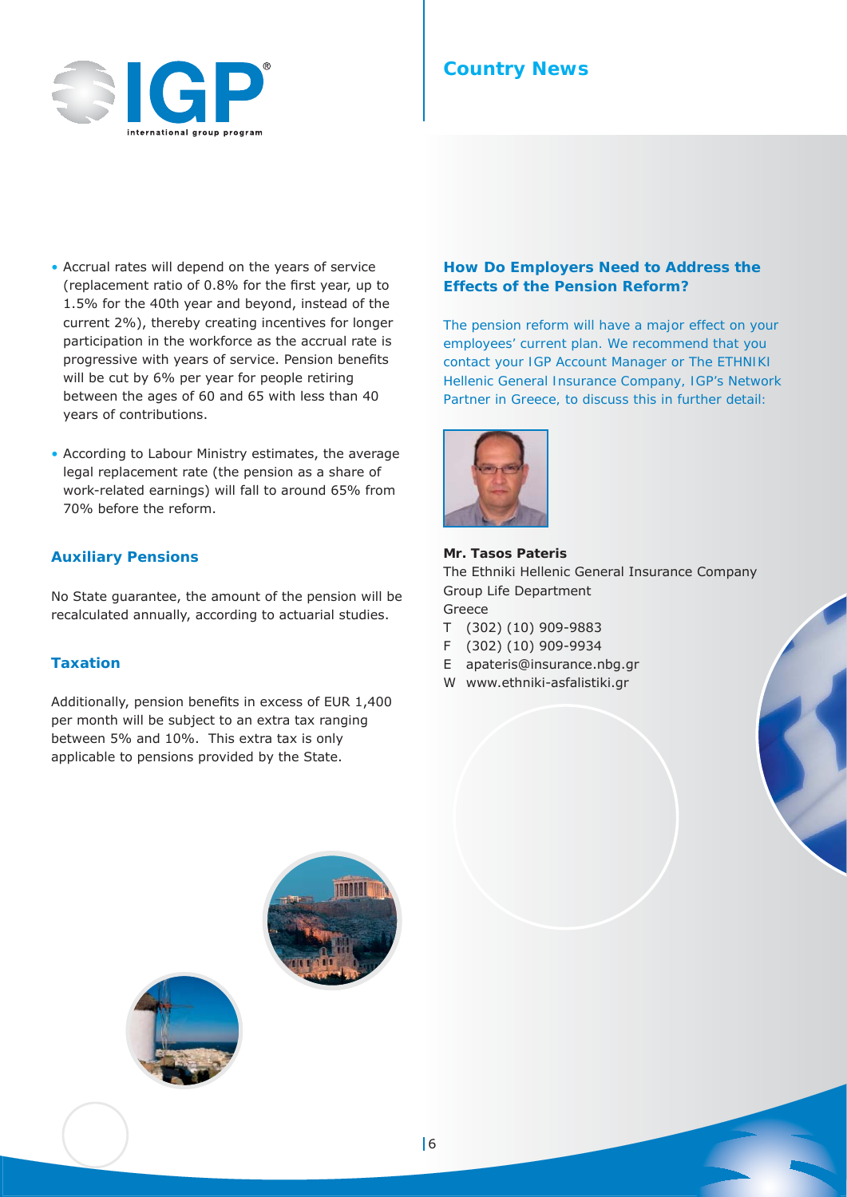- Accrual rates will depend on the years of service (replacement ratio of 0.8% for the first year, up to 1.5% for the 40th year and beyond, instead of the current 2%), thereby creating incentives for longer participation in the workforce as the accrual rate is progressive with years of service. Pension benefits will be cut by 6% per year for people retiring between the ages of 60 and 65 with less than 40 years of contributions.

- According to Labour Ministry estimates, the average legal replacement rate (the pension as a share of work-related earnings) will fall to around 65% from 70% before the reform.

### Auxiliary Pensions

No State guarantee, the amount of the pension will be recalculated annually, according to actuarial studies.

### Taxation

Additionally, pension benefits in excess of EUR 1,400 per month will be subject to an extra tax ranging between 5% and 10%. This extra tax is only applicable to pensions provided by the State.

### How Do Employers Need to Address the Effects of the Pension Reform?

The pension reform will have a major effect on your employees' current plan. We recommend that you contact your IGP Account Manager or The ETHNIKI Hellenic General Insurance Company, IGP's Network Partner in Greece, to discuss this in further detail:

**Mr. Tasos Pateris**
The Ethniki Hellenic General Insurance Company
Group Life Department
Greece
T (302) (10) 909-9883
F (302) (10) 909-9934
E apateris@insurance.nbg.gr
W www.ethniki-asfalistiki.gr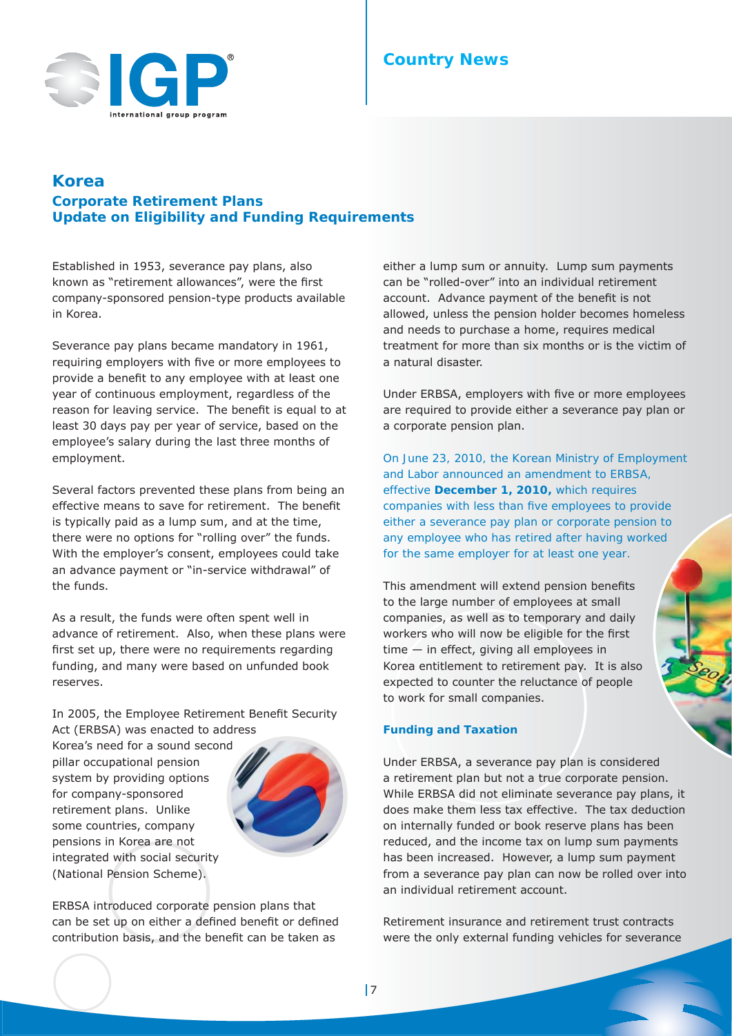## Country News

# Korea

## Corporate Retirement Plans
## Update on Eligibility and Funding Requirements

Established in 1953, severance pay plans, also known as "retirement allowances", were the first company-sponsored pension-type products available in Korea.

Severance pay plans became mandatory in 1961, requiring employers with five or more employees to provide a benefit to any employee with at least one year of continuous employment, regardless of the reason for leaving service. The benefit is equal to at least 30 days pay per year of service, based on the employee's salary during the last three months of employment.

Several factors prevented these plans from being an effective means to save for retirement. The benefit is typically paid as a lump sum, and at the time, there were no options for "rolling over" the funds. With the employer's consent, employees could take an advance payment or "in-service withdrawal" of the funds.

As a result, the funds were often spent well in advance of retirement. Also, when these plans were first set up, there were no requirements regarding funding, and many were based on unfunded book reserves.

In 2005, the Employee Retirement Benefit Security Act (ERBSA) was enacted to address Korea's need for a sound second pillar occupational pension system by providing options for company-sponsored retirement plans. Unlike some countries, company pensions in Korea are not integrated with social security (National Pension Scheme).

ERBSA introduced corporate pension plans that can be set up on either a defined benefit or defined contribution basis, and the benefit can be taken as either a lump sum or annuity. Lump sum payments can be "rolled-over" into an individual retirement account. Advance payment of the benefit is not allowed, unless the pension holder becomes homeless and needs to purchase a home, requires medical treatment for more than six months or is the victim of a natural disaster.

Under ERBSA, employers with five or more employees are required to provide either a severance pay plan or a corporate pension plan.

On June 23, 2010, the Korean Ministry of Employment and Labor announced an amendment to ERBSA, effective **December 1, 2010,** which requires companies with less than five employees to provide either a severance pay plan or corporate pension to any employee who has retired after having worked for the same employer for at least one year.

This amendment will extend pension benefits to the large number of employees at small companies, as well as to temporary and daily workers who will now be eligible for the first time — in effect, giving all employees in Korea entitlement to retirement pay. It is also expected to counter the reluctance of people to work for small companies.

### Funding and Taxation

Under ERBSA, a severance pay plan is considered a retirement plan but not a true corporate pension. While ERBSA did not eliminate severance pay plans, it does make them less tax effective. The tax deduction on internally funded or book reserve plans has been reduced, and the income tax on lump sum payments has been increased. However, a lump sum payment from a severance pay plan can now be rolled over into an individual retirement account.

Retirement insurance and retirement trust contracts were the only external funding vehicles for severance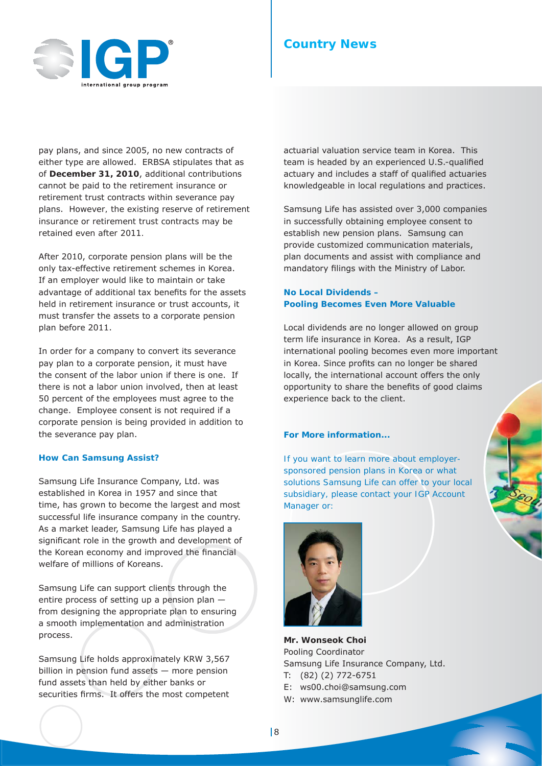pay plans, and since 2005, no new contracts of either type are allowed. ERBSA stipulates that as of **December 31, 2010**, additional contributions cannot be paid to the retirement insurance or retirement trust contracts within severance pay plans. However, the existing reserve of retirement insurance or retirement trust contracts may be retained even after 2011.

After 2010, corporate pension plans will be the only tax-effective retirement schemes in Korea. If an employer would like to maintain or take advantage of additional tax benefits for the assets held in retirement insurance or trust accounts, it must transfer the assets to a corporate pension plan before 2011.

In order for a company to convert its severance pay plan to a corporate pension, it must have the consent of the labor union if there is one. If there is not a labor union involved, then at least 50 percent of the employees must agree to the change. Employee consent is not required if a corporate pension is being provided in addition to the severance pay plan.

### How Can Samsung Assist?

Samsung Life Insurance Company, Ltd. was established in Korea in 1957 and since that time, has grown to become the largest and most successful life insurance company in the country. As a market leader, Samsung Life has played a significant role in the growth and development of the Korean economy and improved the financial welfare of millions of Koreans.

Samsung Life can support clients through the entire process of setting up a pension plan — from designing the appropriate plan to ensuring a smooth implementation and administration process.

Samsung Life holds approximately KRW 3,567 billion in pension fund assets — more pension fund assets than held by either banks or securities firms. It offers the most competent actuarial valuation service team in Korea. This team is headed by an experienced U.S.-qualified actuary and includes a staff of qualified actuaries knowledgeable in local regulations and practices.

Samsung Life has assisted over 3,000 companies in successfully obtaining employee consent to establish new pension plans. Samsung can provide customized communication materials, plan documents and assist with compliance and mandatory filings with the Ministry of Labor.

### No Local Dividends – Pooling Becomes Even More Valuable

Local dividends are no longer allowed on group term life insurance in Korea. As a result, IGP international pooling becomes even more important in Korea. Since profits can no longer be shared locally, the international account offers the only opportunity to share the benefits of good claims experience back to the client.

### For More information...

If you want to learn more about employer-sponsored pension plans in Korea or what solutions Samsung Life can offer to your local subsidiary, please contact your IGP Account Manager or:

**Mr. Wonseok Choi**
Pooling Coordinator
Samsung Life Insurance Company, Ltd.
T: (82) (2) 772-6751
E: ws00.choi@samsung.com
W: www.samsunglife.com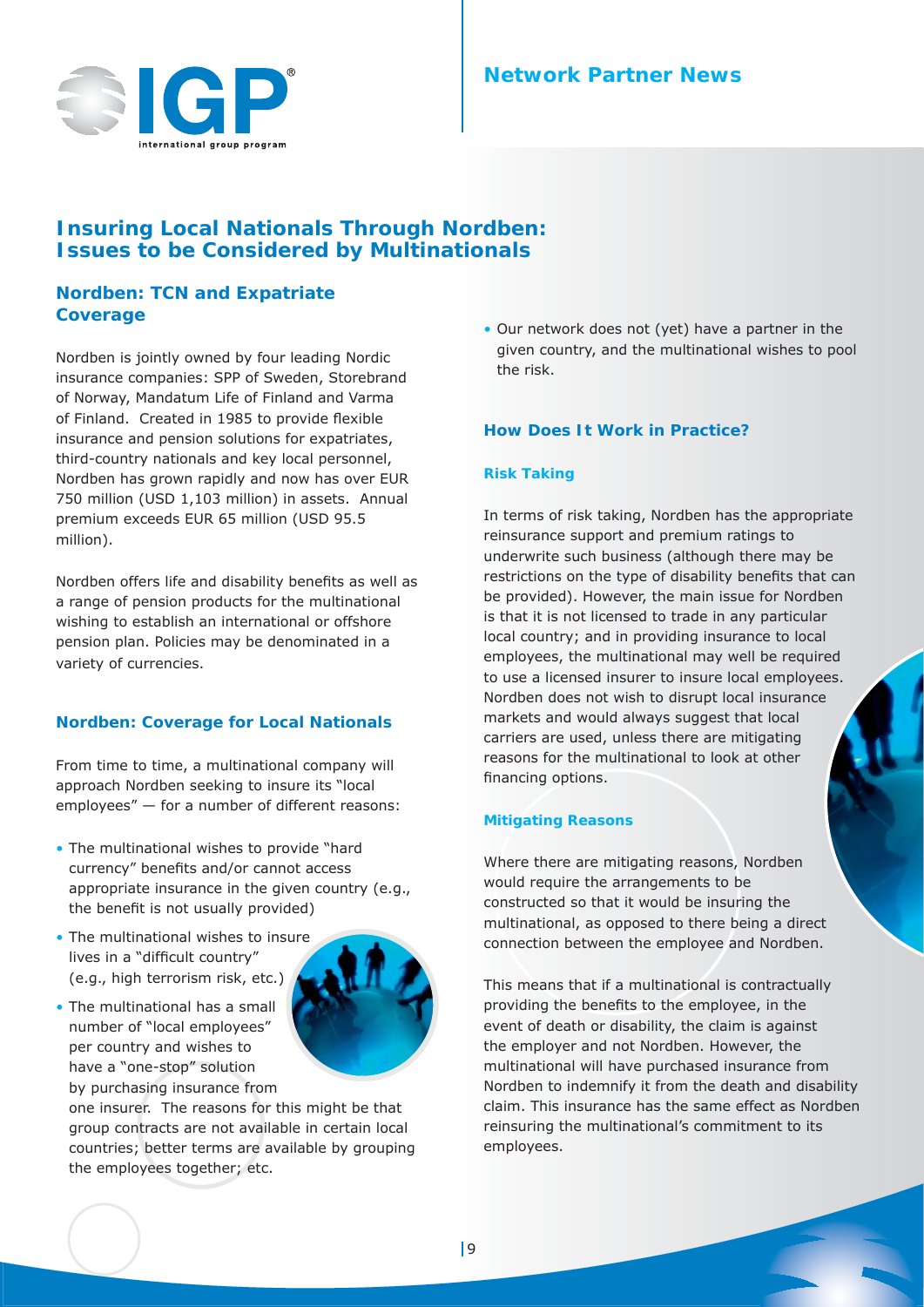# Insuring Local Nationals Through Nordben: Issues to be Considered by Multinationals

## Nordben: TCN and Expatriate Coverage

Nordben is jointly owned by four leading Nordic insurance companies: SPP of Sweden, Storebrand of Norway, Mandatum Life of Finland and Varma of Finland. Created in 1985 to provide flexible insurance and pension solutions for expatriates, third-country nationals and key local personnel, Nordben has grown rapidly and now has over EUR 750 million (USD 1,103 million) in assets. Annual premium exceeds EUR 65 million (USD 95.5 million).

Nordben offers life and disability benefits as well as a range of pension products for the multinational wishing to establish an international or offshore pension plan. Policies may be denominated in a variety of currencies.

## Nordben: Coverage for Local Nationals

From time to time, a multinational company will approach Nordben seeking to insure its "local employees" — for a number of different reasons:

- The multinational wishes to provide "hard currency" benefits and/or cannot access appropriate insurance in the given country (e.g., the benefit is not usually provided)
- The multinational wishes to insure lives in a "difficult country" (e.g., high terrorism risk, etc.)
- The multinational has a small number of "local employees" per country and wishes to have a "one-stop" solution by purchasing insurance from one insurer. The reasons for this might be that group contracts are not available in certain local countries; better terms are available by grouping the employees together; etc.
- Our network does not (yet) have a partner in the given country, and the multinational wishes to pool the risk.

## How Does It Work in Practice?

### Risk Taking

In terms of risk taking, Nordben has the appropriate reinsurance support and premium ratings to underwrite such business (although there may be restrictions on the type of disability benefits that can be provided). However, the main issue for Nordben is that it is not licensed to trade in any particular local country; and in providing insurance to local employees, the multinational may well be required to use a licensed insurer to insure local employees. Nordben does not wish to disrupt local insurance markets and would always suggest that local carriers are used, unless there are mitigating reasons for the multinational to look at other financing options.

### Mitigating Reasons

Where there are mitigating reasons, Nordben would require the arrangements to be constructed so that it would be insuring the multinational, as opposed to there being a direct connection between the employee and Nordben.

This means that if a multinational is contractually providing the benefits to the employee, in the event of death or disability, the claim is against the employer and not Nordben. However, the multinational will have purchased insurance from Nordben to indemnify it from the death and disability claim. This insurance has the same effect as Nordben reinsuring the multinational's commitment to its employees.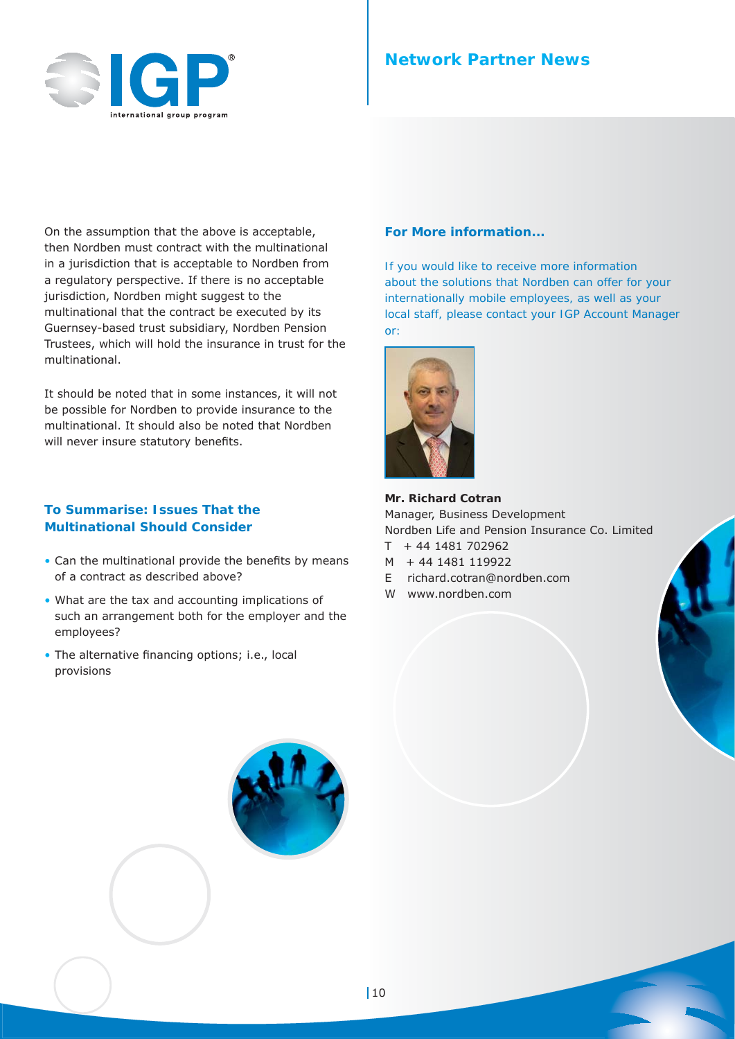On the assumption that the above is acceptable, then Nordben must contract with the multinational in a jurisdiction that is acceptable to Nordben from a regulatory perspective. If there is no acceptable jurisdiction, Nordben might suggest to the multinational that the contract be executed by its Guernsey-based trust subsidiary, Nordben Pension Trustees, which will hold the insurance in trust for the multinational.

It should be noted that in some instances, it will not be possible for Nordben to provide insurance to the multinational. It should also be noted that Nordben will never insure statutory benefits.

## To Summarise: Issues That the Multinational Should Consider

- Can the multinational provide the benefits by means of a contract as described above?
- What are the tax and accounting implications of such an arrangement both for the employer and the employees?
- The alternative financing options; i.e., local provisions

## For More information...

If you would like to receive more information about the solutions that Nordben can offer for your internationally mobile employees, as well as your local staff, please contact your IGP Account Manager or:

**Mr. Richard Cotran**
Manager, Business Development
Nordben Life and Pension Insurance Co. Limited
T + 44 1481 702962
M + 44 1481 119922
E richard.cotran@nordben.com
W www.nordben.com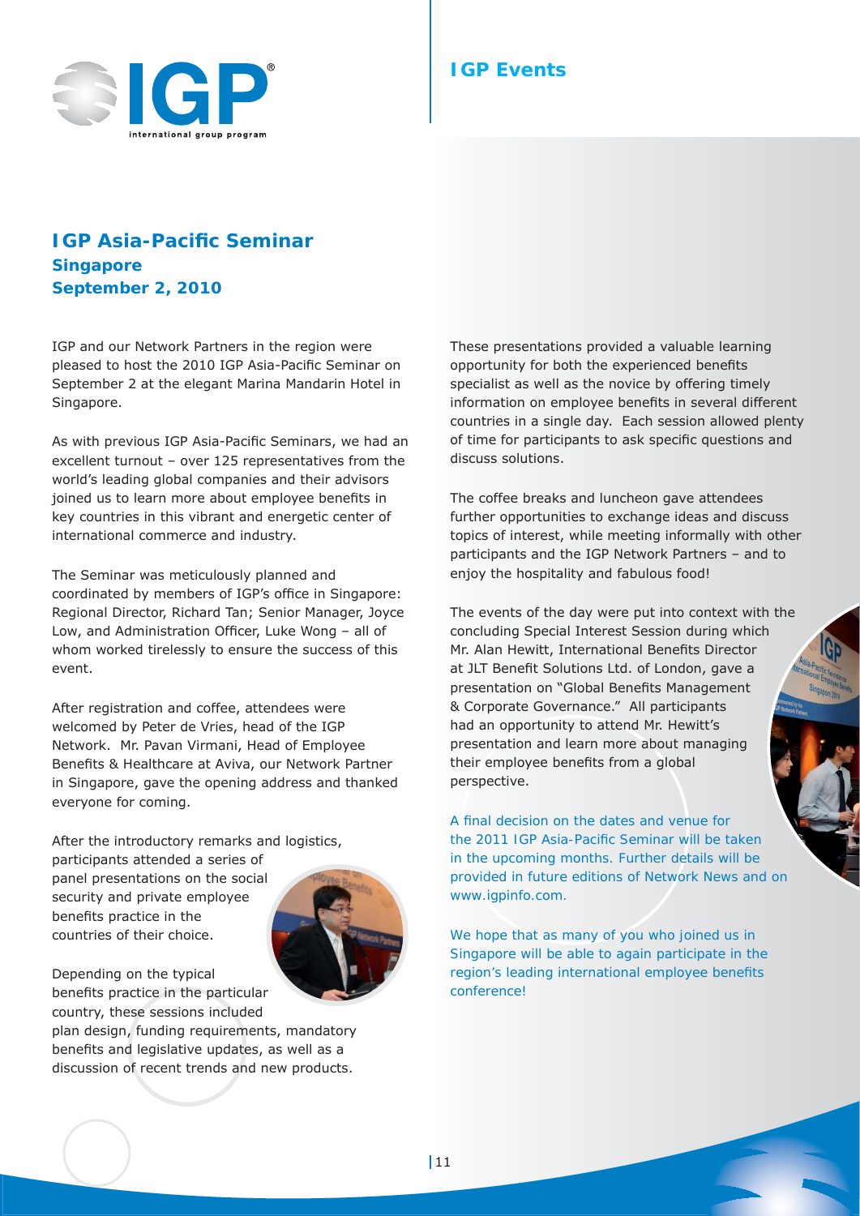## IGP Events

# IGP Asia-Pacific Seminar

### Singapore
### September 2, 2010

IGP and our Network Partners in the region were pleased to host the 2010 IGP Asia-Pacific Seminar on September 2 at the elegant Marina Mandarin Hotel in Singapore.

As with previous IGP Asia-Pacific Seminars, we had an excellent turnout – over 125 representatives from the world's leading global companies and their advisors joined us to learn more about employee benefits in key countries in this vibrant and energetic center of international commerce and industry.

The Seminar was meticulously planned and coordinated by members of IGP's office in Singapore: Regional Director, Richard Tan; Senior Manager, Joyce Low, and Administration Officer, Luke Wong – all of whom worked tirelessly to ensure the success of this event.

After registration and coffee, attendees were welcomed by Peter de Vries, head of the IGP Network. Mr. Pavan Virmani, Head of Employee Benefits & Healthcare at Aviva, our Network Partner in Singapore, gave the opening address and thanked everyone for coming.

After the introductory remarks and logistics, participants attended a series of panel presentations on the social security and private employee benefits practice in the countries of their choice.

Depending on the typical benefits practice in the particular country, these sessions included plan design, funding requirements, mandatory benefits and legislative updates, as well as a discussion of recent trends and new products.

These presentations provided a valuable learning opportunity for both the experienced benefits specialist as well as the novice by offering timely information on employee benefits in several different countries in a single day. Each session allowed plenty of time for participants to ask specific questions and discuss solutions.

The coffee breaks and luncheon gave attendees further opportunities to exchange ideas and discuss topics of interest, while meeting informally with other participants and the IGP Network Partners – and to enjoy the hospitality and fabulous food!

The events of the day were put into context with the concluding Special Interest Session during which Mr. Alan Hewitt, International Benefits Director at JLT Benefit Solutions Ltd. of London, gave a presentation on "Global Benefits Management & Corporate Governance." All participants had an opportunity to attend Mr. Hewitt's presentation and learn more about managing their employee benefits from a global perspective.

A final decision on the dates and venue for the 2011 IGP Asia-Pacific Seminar will be taken in the upcoming months. Further details will be provided in future editions of Network News and on www.igpinfo.com.

We hope that as many of you who joined us in Singapore will be able to again participate in the region's leading international employee benefits conference!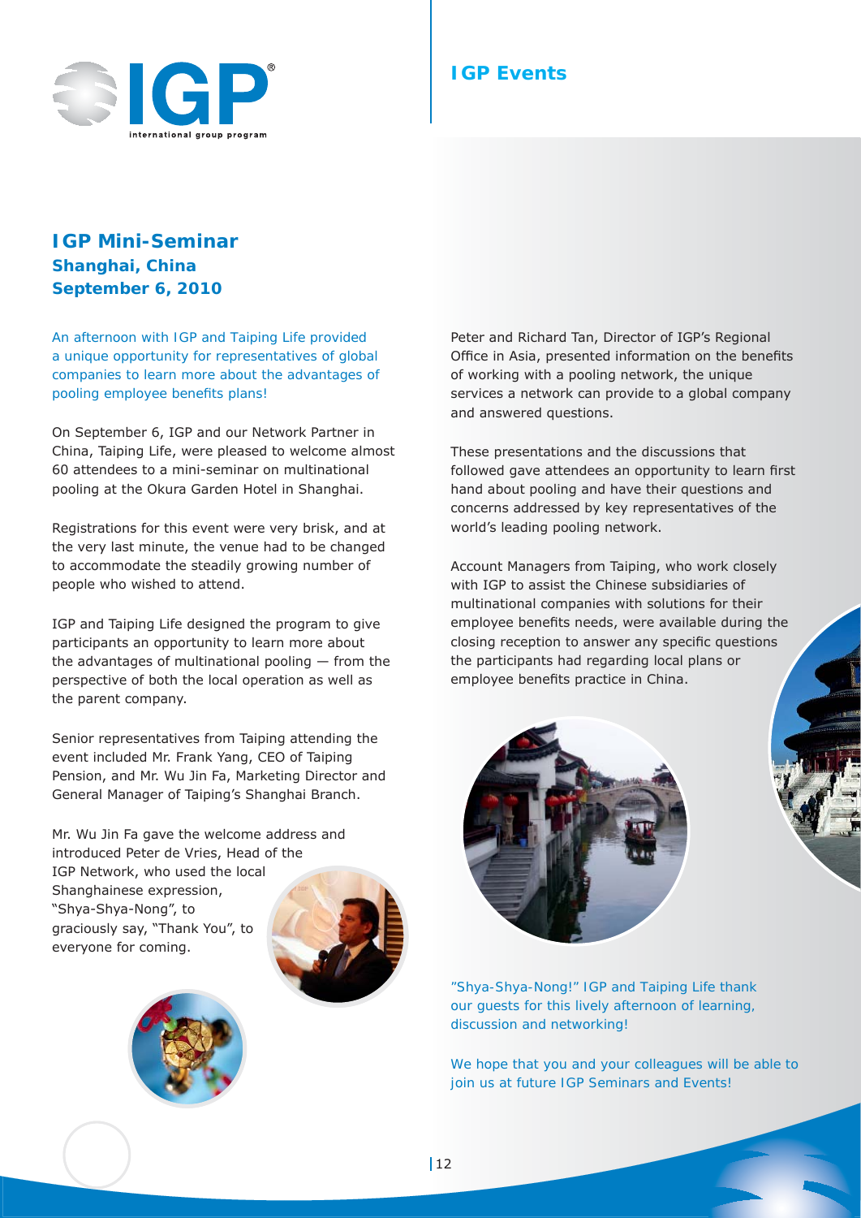# IGP Events

## IGP Mini-Seminar
### Shanghai, China
### September 6, 2010

An afternoon with IGP and Taiping Life provided a unique opportunity for representatives of global companies to learn more about the advantages of pooling employee benefits plans!

On September 6, IGP and our Network Partner in China, Taiping Life, were pleased to welcome almost 60 attendees to a mini-seminar on multinational pooling at the Okura Garden Hotel in Shanghai.

Registrations for this event were very brisk, and at the very last minute, the venue had to be changed to accommodate the steadily growing number of people who wished to attend.

IGP and Taiping Life designed the program to give participants an opportunity to learn more about the advantages of multinational pooling — from the perspective of both the local operation as well as the parent company.

Senior representatives from Taiping attending the event included Mr. Frank Yang, CEO of Taiping Pension, and Mr. Wu Jin Fa, Marketing Director and General Manager of Taiping's Shanghai Branch.

Mr. Wu Jin Fa gave the welcome address and introduced Peter de Vries, Head of the IGP Network, who used the local Shanghainese expression, "Shya-Shya-Nong", to graciously say, "Thank You", to everyone for coming.

Peter and Richard Tan, Director of IGP's Regional Office in Asia, presented information on the benefits of working with a pooling network, the unique services a network can provide to a global company and answered questions.

These presentations and the discussions that followed gave attendees an opportunity to learn first hand about pooling and have their questions and concerns addressed by key representatives of the world's leading pooling network.

Account Managers from Taiping, who work closely with IGP to assist the Chinese subsidiaries of multinational companies with solutions for their employee benefits needs, were available during the closing reception to answer any specific questions the participants had regarding local plans or employee benefits practice in China.

"Shya-Shya-Nong!" IGP and Taiping Life thank our guests for this lively afternoon of learning, discussion and networking!

We hope that you and your colleagues will be able to join us at future IGP Seminars and Events!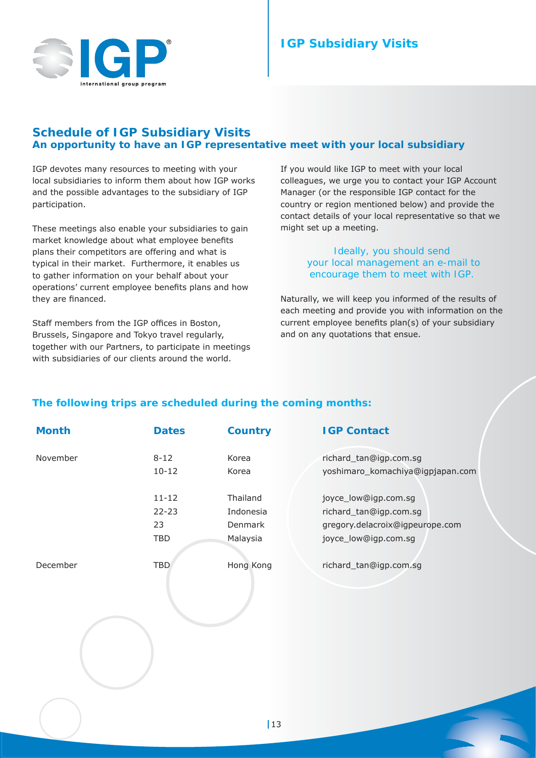# IGP Subsidiary Visits

## Schedule of IGP Subsidiary Visits

### An opportunity to have an IGP representative meet with your local subsidiary

IGP devotes many resources to meeting with your local subsidiaries to inform them about how IGP works and the possible advantages to the subsidiary of IGP participation.

These meetings also enable your subsidiaries to gain market knowledge about what employee benefits plans their competitors are offering and what is typical in their market. Furthermore, it enables us to gather information on your behalf about your operations' current employee benefits plans and how they are financed.

Staff members from the IGP offices in Boston, Brussels, Singapore and Tokyo travel regularly, together with our Partners, to participate in meetings with subsidiaries of our clients around the world.

If you would like IGP to meet with your local colleagues, we urge you to contact your IGP Account Manager (or the responsible IGP contact for the country or region mentioned below) and provide the contact details of your local representative so that we might set up a meeting.

Ideally, you should send your local management an e-mail to encourage them to meet with IGP.

Naturally, we will keep you informed of the results of each meeting and provide you with information on the current employee benefits plan(s) of your subsidiary and on any quotations that ensue.

### The following trips are scheduled during the coming months:

| Month | Dates | Country | IGP Contact |
|---|---|---|---|
| November | 8-12 | Korea | richard_tan@igp.com.sg |
| | 10-12 | Korea | yoshimaro_komachiya@igpjapan.com |
| | 11-12 | Thailand | joyce_low@igp.com.sg |
| | 22-23 | Indonesia | richard_tan@igp.com.sg |
| | 23 | Denmark | gregory.delacroix@igpeurope.com |
| | TBD | Malaysia | joyce_low@igp.com.sg |
| December | TBD | Hong Kong | richard_tan@igp.com.sg |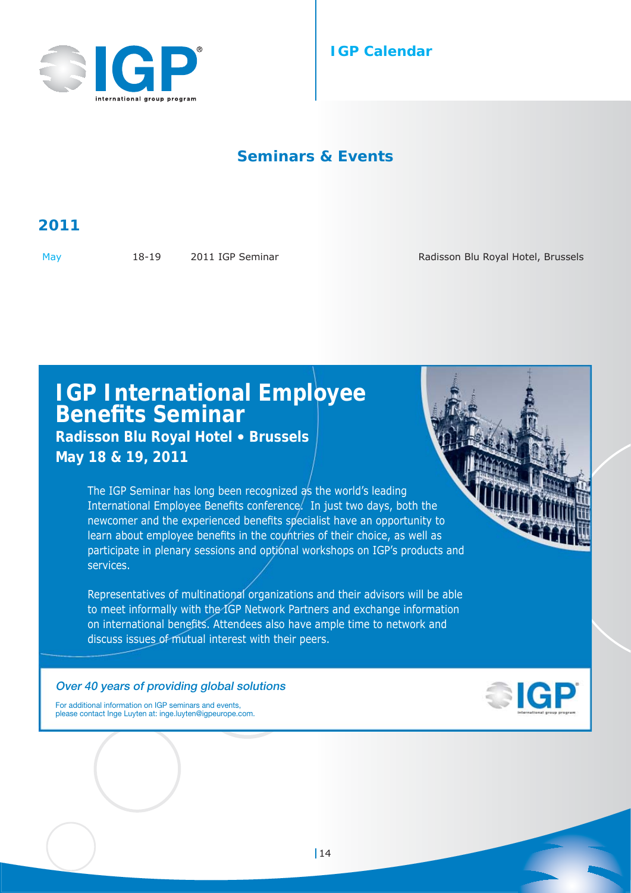# IGP Calendar

## Seminars & Events

### 2011

| | | | |
|---|---|---|---|
| May | 18-19 | 2011 IGP Seminar | Radisson Blu Royal Hotel, Brussels |

## IGP International Employee Benefits Seminar

**Radisson Blu Royal Hotel • Brussels**

**May 18 & 19, 2011**

The IGP Seminar has long been recognized as the world's leading International Employee Benefits conference. In just two days, both the newcomer and the experienced benefits specialist have an opportunity to learn about employee benefits in the countries of their choice, as well as participate in plenary sessions and optional workshops on IGP's products and services.

Representatives of multinational organizations and their advisors will be able to meet informally with the IGP Network Partners and exchange information on international benefits. Attendees also have ample time to network and discuss issues of mutual interest with their peers.

*Over 40 years of providing global solutions*

For additional information on IGP seminars and events, please contact Inge Luyten at: inge.luyten@igpeurope.com.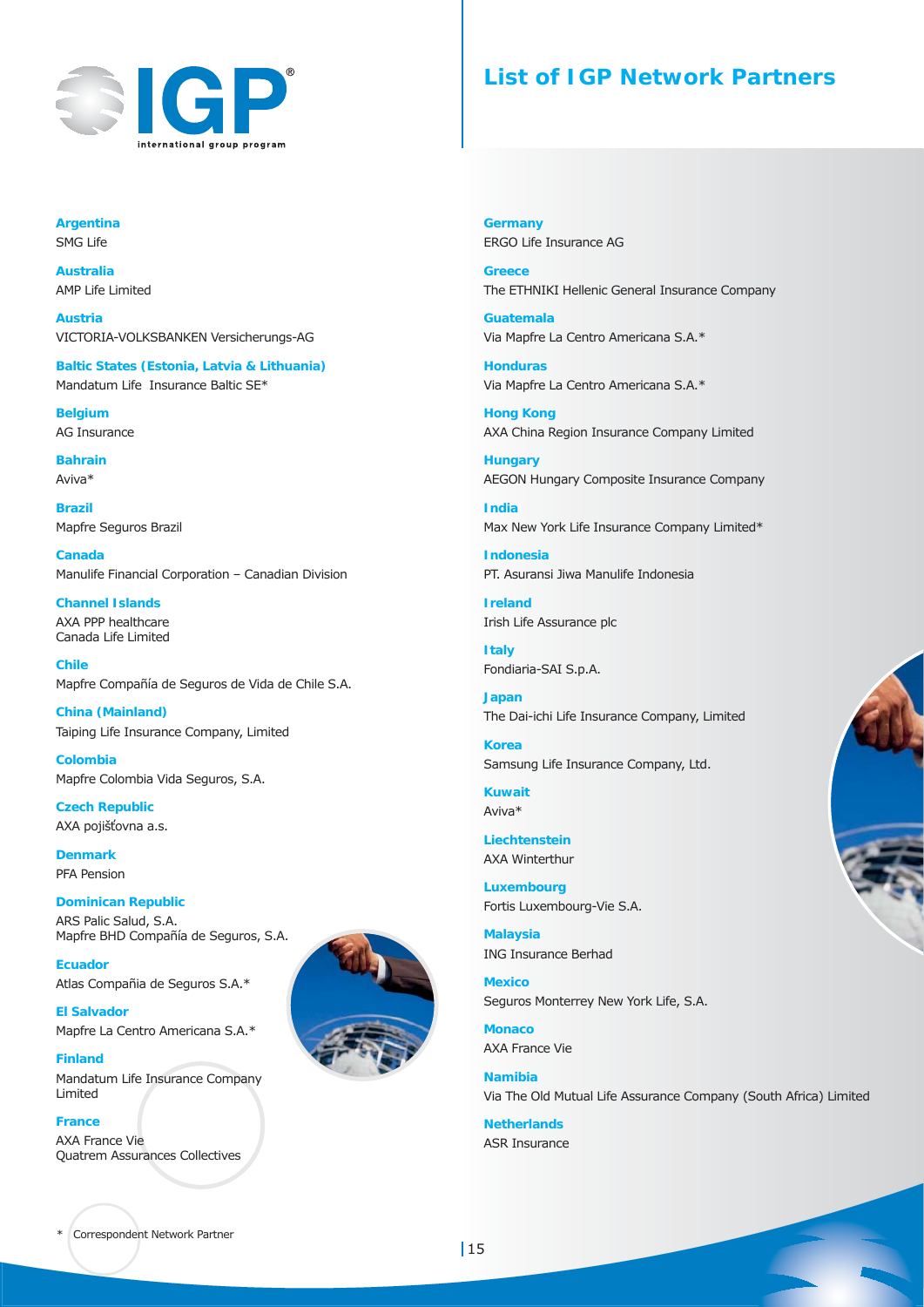# List of IGP Network Partners

**Argentina**
SMG Life

**Australia**
AMP Life Limited

**Austria**
VICTORIA-VOLKSBANKEN Versicherungs-AG

**Baltic States (Estonia, Latvia & Lithuania)**
Mandatum Life Insurance Baltic SE*

**Belgium**
AG Insurance

**Bahrain**
Aviva*

**Brazil**
Mapfre Seguros Brazil

**Canada**
Manulife Financial Corporation – Canadian Division

**Channel Islands**
AXA PPP healthcare
Canada Life Limited

**Chile**
Mapfre Compañía de Seguros de Vida de Chile S.A.

**China (Mainland)**
Taiping Life Insurance Company, Limited

**Colombia**
Mapfre Colombia Vida Seguros, S.A.

**Czech Republic**
AXA pojišťovna a.s.

**Denmark**
PFA Pension

**Dominican Republic**
ARS Palic Salud, S.A.
Mapfre BHD Compañía de Seguros, S.A.

**Ecuador**
Atlas Compañia de Seguros S.A.*

**El Salvador**
Mapfre La Centro Americana S.A.*

**Finland**
Mandatum Life Insurance Company Limited

**France**
AXA France Vie
Quatrem Assurances Collectives

**Germany**
ERGO Life Insurance AG

**Greece**
The ETHNIKI Hellenic General Insurance Company

**Guatemala**
Via Mapfre La Centro Americana S.A.*

**Honduras**
Via Mapfre La Centro Americana S.A.*

**Hong Kong**
AXA China Region Insurance Company Limited

**Hungary**
AEGON Hungary Composite Insurance Company

**India**
Max New York Life Insurance Company Limited*

**Indonesia**
PT. Asuransi Jiwa Manulife Indonesia

**Ireland**
Irish Life Assurance plc

**Italy**
Fondiaria-SAI S.p.A.

**Japan**
The Dai-ichi Life Insurance Company, Limited

**Korea**
Samsung Life Insurance Company, Ltd.

**Kuwait**
Aviva*

**Liechtenstein**
AXA Winterthur

**Luxembourg**
Fortis Luxembourg-Vie S.A.

**Malaysia**
ING Insurance Berhad

**Mexico**
Seguros Monterrey New York Life, S.A.

**Monaco**
AXA France Vie

**Namibia**
Via The Old Mutual Life Assurance Company (South Africa) Limited

**Netherlands**
ASR Insurance

* Correspondent Network Partner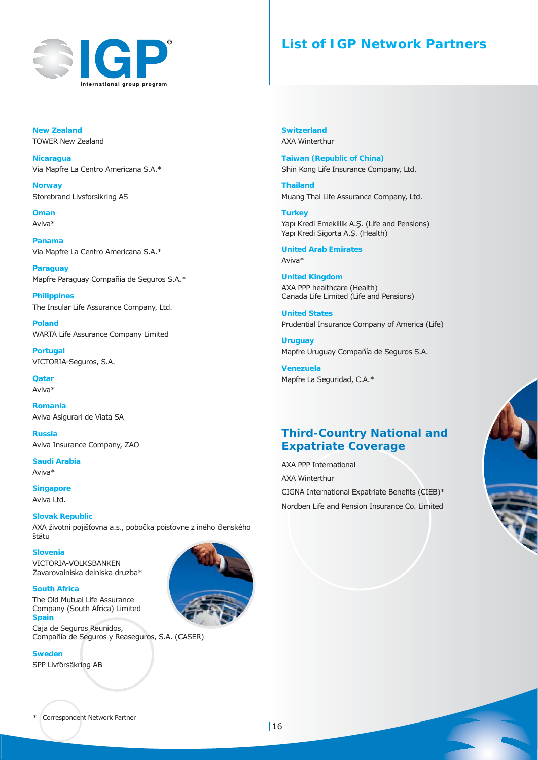# List of IGP Network Partners

**New Zealand**
TOWER New Zealand

**Nicaragua**
Via Mapfre La Centro Americana S.A.*

**Norway**
Storebrand Livsforsikring AS

**Oman**
Aviva*

**Panama**
Via Mapfre La Centro Americana S.A.*

**Paraguay**
Mapfre Paraguay Compañía de Seguros S.A.*

**Philippines**
The Insular Life Assurance Company, Ltd.

**Poland**
WARTA Life Assurance Company Limited

**Portugal**
VICTORIA-Seguros, S.A.

**Qatar**
Aviva*

**Romania**
Aviva Asigurari de Viata SA

**Russia**
Aviva Insurance Company, ZAO

**Saudi Arabia**
Aviva*

**Singapore**
Aviva Ltd.

**Slovak Republic**
AXA životní pojišťovna a.s., pobočka poisťovne z iného členského štátu

**Slovenia**
VICTORIA-VOLKSBANKEN Zavarovalniska delniska druzba*

**South Africa**
The Old Mutual Life Assurance Company (South Africa) Limited

**Spain**
Caja de Seguros Reunidos, Compañía de Seguros y Reaseguros, S.A. (CASER)

**Sweden**
SPP Livförsäkring AB

**Switzerland**
AXA Winterthur

**Taiwan (Republic of China)**
Shin Kong Life Insurance Company, Ltd.

**Thailand**
Muang Thai Life Assurance Company, Ltd.

**Turkey**
Yapı Kredi Emeklilik A.Ş. (Life and Pensions)
Yapı Kredi Sigorta A.Ş. (Health)

**United Arab Emirates**
Aviva*

**United Kingdom**
AXA PPP healthcare (Health)
Canada Life Limited (Life and Pensions)

**United States**
Prudential Insurance Company of America (Life)

**Uruguay**
Mapfre Uruguay Compañía de Seguros S.A.

**Venezuela**
Mapfre La Seguridad, C.A.*

## Third-Country National and Expatriate Coverage

AXA PPP International

AXA Winterthur

CIGNA International Expatriate Benefits (CIEB)*

Nordben Life and Pension Insurance Co. Limited

\* Correspondent Network Partner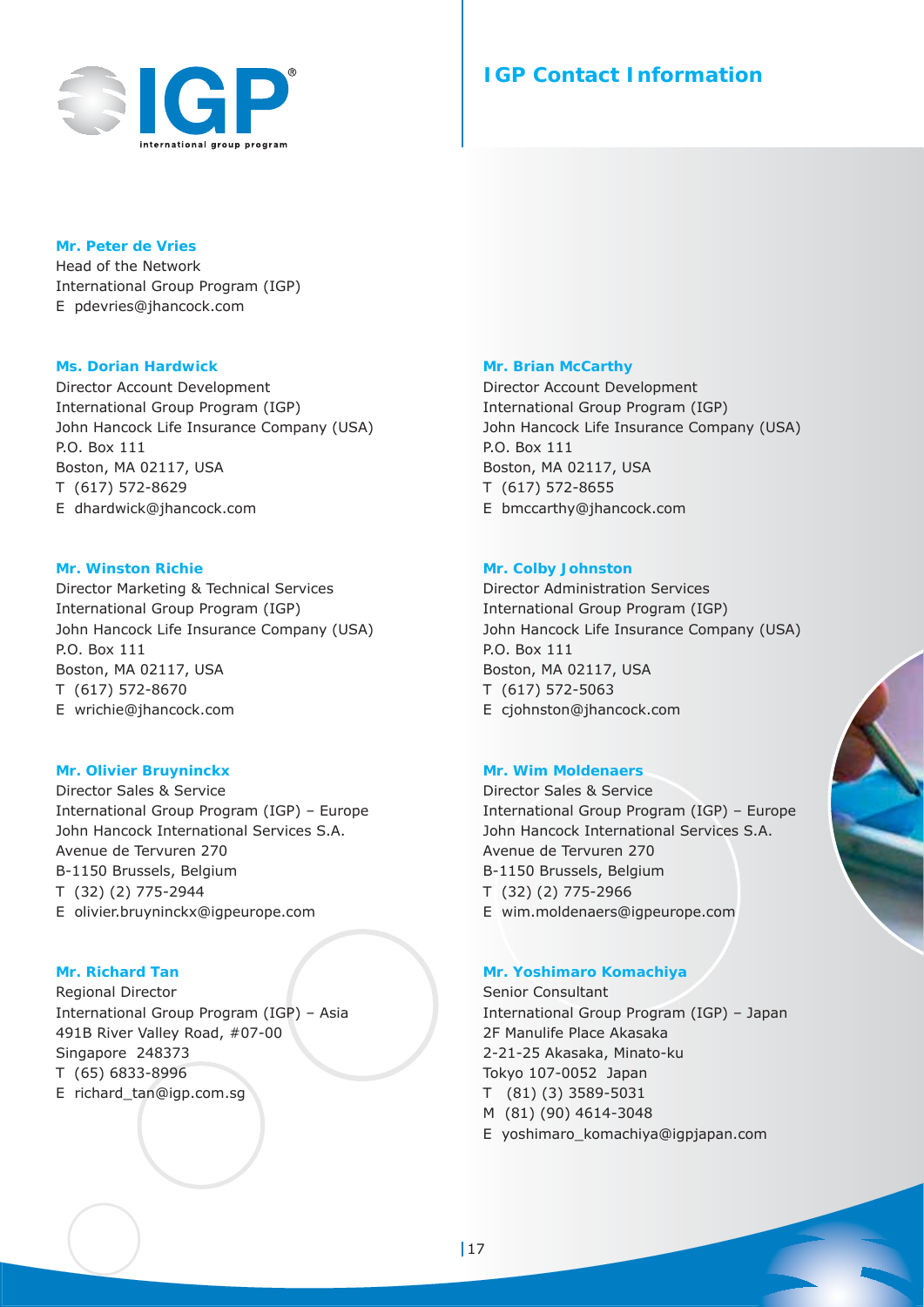# IGP Contact Information

**Mr. Peter de Vries**
Head of the Network
International Group Program (IGP)
E pdevries@jhancock.com

**Ms. Dorian Hardwick**
Director Account Development
International Group Program (IGP)
John Hancock Life Insurance Company (USA)
P.O. Box 111
Boston, MA 02117, USA
T (617) 572-8629
E dhardwick@jhancock.com

**Mr. Winston Richie**
Director Marketing & Technical Services
International Group Program (IGP)
John Hancock Life Insurance Company (USA)
P.O. Box 111
Boston, MA 02117, USA
T (617) 572-8670
E wrichie@jhancock.com

**Mr. Olivier Bruyninckx**
Director Sales & Service
International Group Program (IGP) – Europe
John Hancock International Services S.A.
Avenue de Tervuren 270
B-1150 Brussels, Belgium
T (32) (2) 775-2944
E olivier.bruyninckx@igpeurope.com

**Mr. Richard Tan**
Regional Director
International Group Program (IGP) – Asia
491B River Valley Road, #07-00
Singapore 248373
T (65) 6833-8996
E richard_tan@igp.com.sg

**Mr. Brian McCarthy**
Director Account Development
International Group Program (IGP)
John Hancock Life Insurance Company (USA)
P.O. Box 111
Boston, MA 02117, USA
T (617) 572-8655
E bmccarthy@jhancock.com

**Mr. Colby Johnston**
Director Administration Services
International Group Program (IGP)
John Hancock Life Insurance Company (USA)
P.O. Box 111
Boston, MA 02117, USA
T (617) 572-5063
E cjohnston@jhancock.com

**Mr. Wim Moldenaers**
Director Sales & Service
International Group Program (IGP) – Europe
John Hancock International Services S.A.
Avenue de Tervuren 270
B-1150 Brussels, Belgium
T (32) (2) 775-2966
E wim.moldenaers@igpeurope.com

**Mr. Yoshimaro Komachiya**
Senior Consultant
International Group Program (IGP) – Japan
2F Manulife Place Akasaka
2-21-25 Akasaka, Minato-ku
Tokyo 107-0052 Japan
T (81) (3) 3589-5031
M (81) (90) 4614-3048
E yoshimaro_komachiya@igpjapan.com